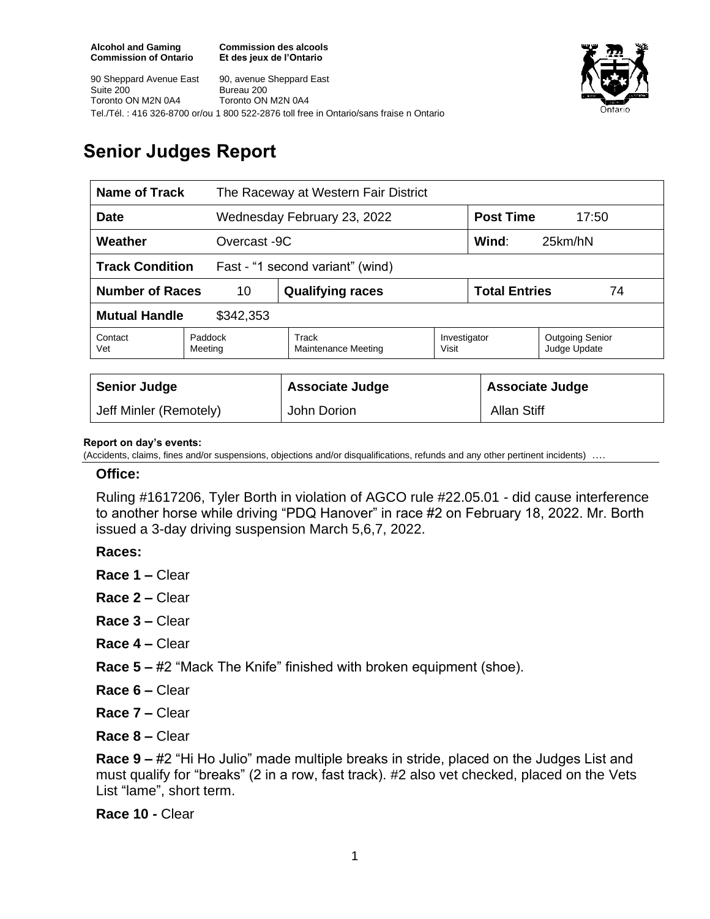**Alcohol and Gaming Commission of Ontario**

**Commission des alcools Et des jeux de l'Ontario**

90 Sheppard Avenue East
Suite 200
Toronto ON M2N 0A4

90, avenue Sheppard East
Bureau 200
Toronto ON M2N 0A4

Tel./Tél. : 416 326-8700 or/ou 1 800 522-2876 toll free in Ontario/sans fraise n Ontario

# Senior Judges Report

| **Name of Track** | The Raceway at Western Fair District | | | | |
|---|---|---|---|---|---|
| **Date** | Wednesday February 23, 2022 | | | **Post Time** | 17:50 |
| **Weather** | Overcast -9C | | | **Wind**: | 25km/hN |
| **Track Condition** | Fast - "1 second variant" (wind) | | | | |
| **Number of Races** | 10 | **Qualifying races** | | **Total Entries** | 74 |
| **Mutual Handle** | $342,353 | | | | |
| Contact Vet | Paddock Meeting | Track Maintenance Meeting | Investigator Visit | Outgoing Senior Judge Update | |

| **Senior Judge** | **Associate Judge** | **Associate Judge** |
|---|---|---|
| Jeff Minler (Remotely) | John Dorion | Allan Stiff |

**Report on day's events:**

(Accidents, claims, fines and/or suspensions, objections and/or disqualifications, refunds and any other pertinent incidents) ….

**Office:**

Ruling #1617206, Tyler Borth in violation of AGCO rule #22.05.01 - did cause interference to another horse while driving "PDQ Hanover" in race #2 on February 18, 2022. Mr. Borth issued a 3-day driving suspension March 5,6,7, 2022.

**Races:**

**Race 1 –** Clear

**Race 2 –** Clear

**Race 3 –** Clear

**Race 4 –** Clear

**Race 5 –** #2 "Mack The Knife" finished with broken equipment (shoe).

**Race 6 –** Clear

**Race 7 –** Clear

**Race 8 –** Clear

**Race 9 –** #2 "Hi Ho Julio" made multiple breaks in stride, placed on the Judges List and must qualify for "breaks" (2 in a row, fast track). #2 also vet checked, placed on the Vets List "lame", short term.

**Race 10 -** Clear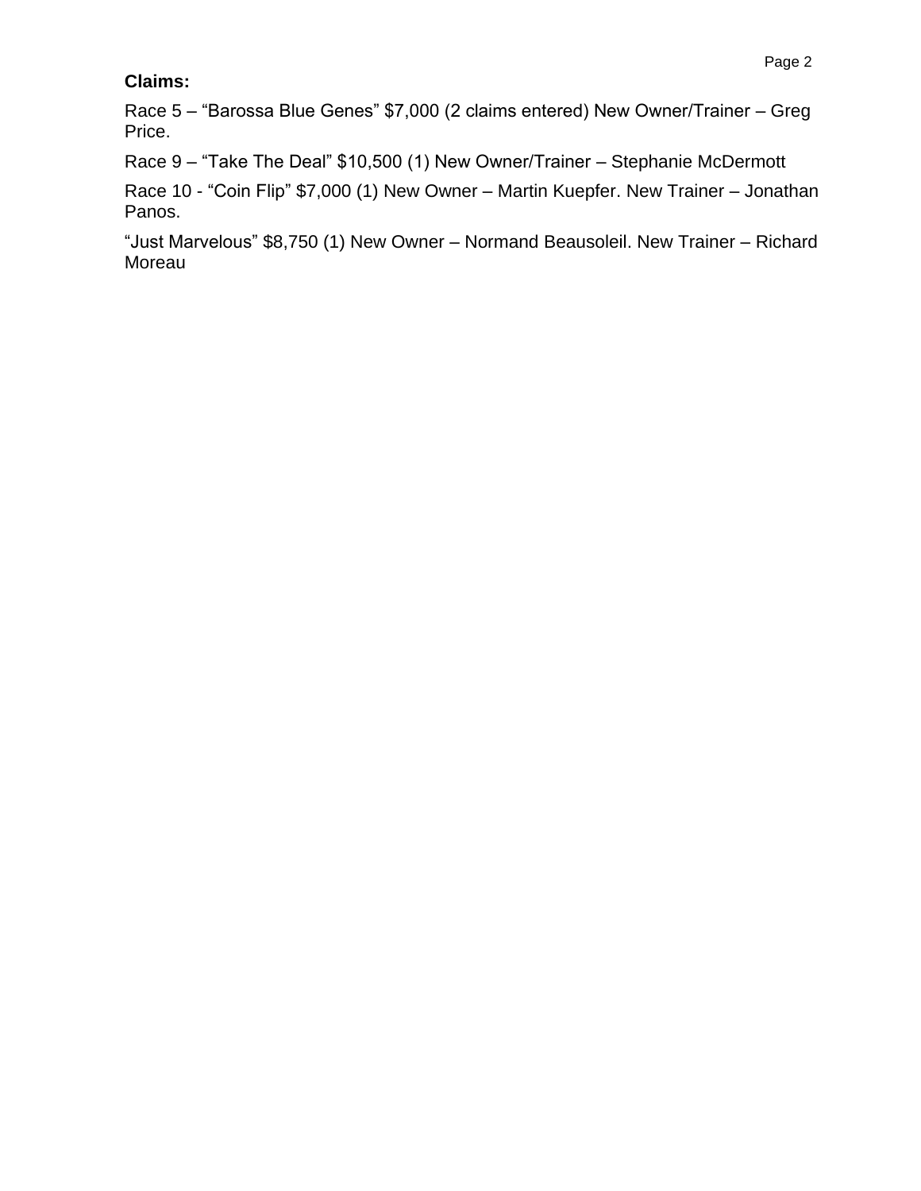**Claims:**

Race 5 – “Barossa Blue Genes” $7,000 (2 claims entered) New Owner/Trainer – Greg Price.

Race 9 – “Take The Deal” $10,500 (1) New Owner/Trainer – Stephanie McDermott

Race 10 - “Coin Flip” $7,000 (1) New Owner – Martin Kuepfer. New Trainer – Jonathan Panos.

“Just Marvelous” $8,750 (1) New Owner – Normand Beausoleil. New Trainer – Richard Moreau